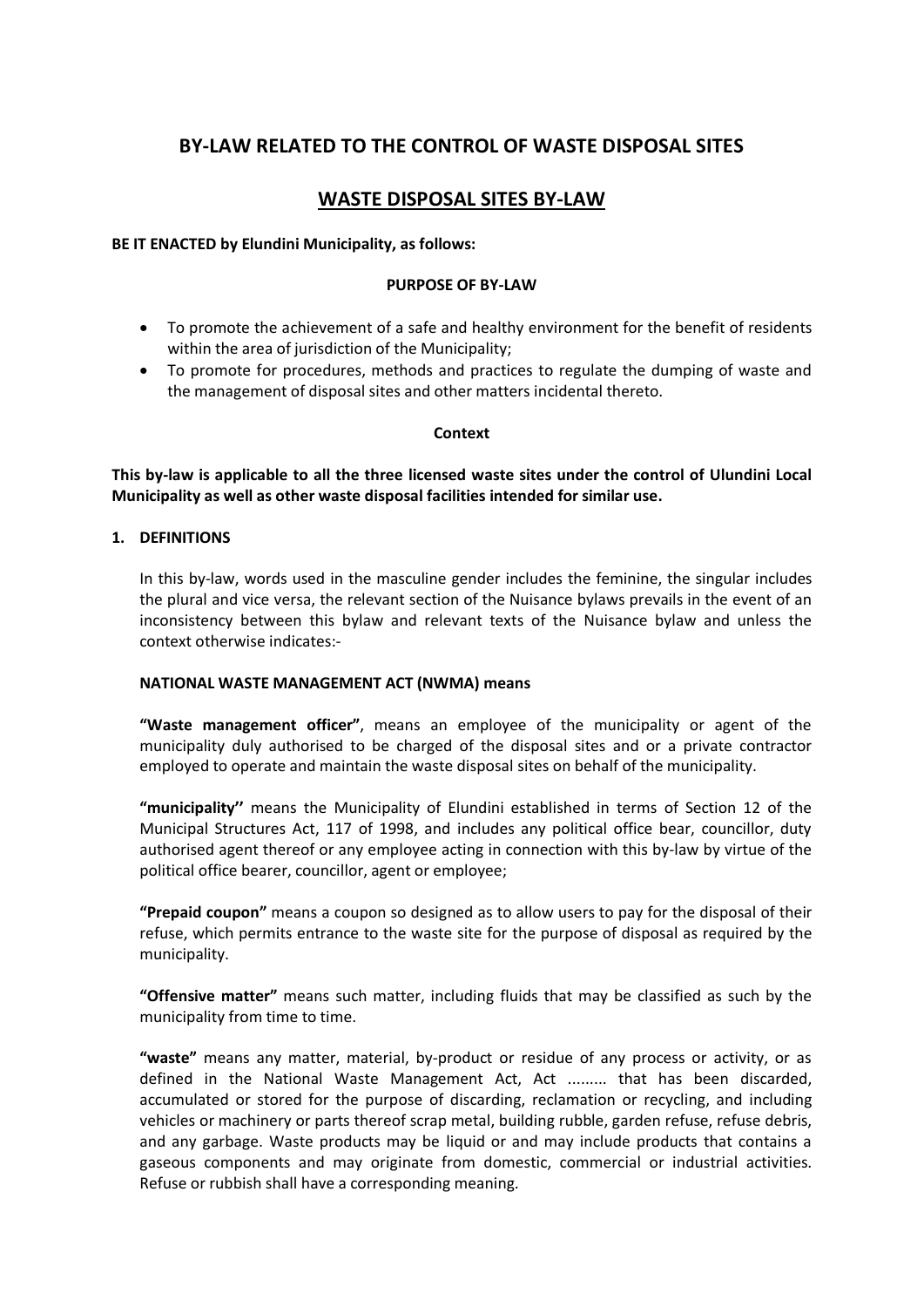# BY-LAW RELATED TO THE CONTROL OF WASTE DISPOSAL SITES

## WASTE DISPOSAL SITES BY-LAW

**BE IT ENACTED by Elundini Municipality, as follows:**

**PURPOSE OF BY-LAW**

- To promote the achievement of a safe and healthy environment for the benefit of residents within the area of jurisdiction of the Municipality;
- To promote for procedures, methods and practices to regulate the dumping of waste and the management of disposal sites and other matters incidental thereto.

**Context**

**This by-law is applicable to all the three licensed waste sites under the control of Ulundini Local Municipality as well as other waste disposal facilities intended for similar use.**

**1. DEFINITIONS**

In this by-law, words used in the masculine gender includes the feminine, the singular includes the plural and vice versa, the relevant section of the Nuisance bylaws prevails in the event of an inconsistency between this bylaw and relevant texts of the Nuisance bylaw and unless the context otherwise indicates:-

**NATIONAL WASTE MANAGEMENT ACT (NWMA) means**

**"Waste management officer"**, means an employee of the municipality or agent of the municipality duly authorised to be charged of the disposal sites and or a private contractor employed to operate and maintain the waste disposal sites on behalf of the municipality.

**"municipality''** means the Municipality of Elundini established in terms of Section 12 of the Municipal Structures Act, 117 of 1998, and includes any political office bear, councillor, duty authorised agent thereof or any employee acting in connection with this by-law by virtue of the political office bearer, councillor, agent or employee;

**"Prepaid coupon"** means a coupon so designed as to allow users to pay for the disposal of their refuse, which permits entrance to the waste site for the purpose of disposal as required by the municipality.

**"Offensive matter"** means such matter, including fluids that may be classified as such by the municipality from time to time.

**"waste"** means any matter, material, by-product or residue of any process or activity, or as defined in the National Waste Management Act, Act ......... that has been discarded, accumulated or stored for the purpose of discarding, reclamation or recycling, and including vehicles or machinery or parts thereof scrap metal, building rubble, garden refuse, refuse debris, and any garbage. Waste products may be liquid or and may include products that contains a gaseous components and may originate from domestic, commercial or industrial activities. Refuse or rubbish shall have a corresponding meaning.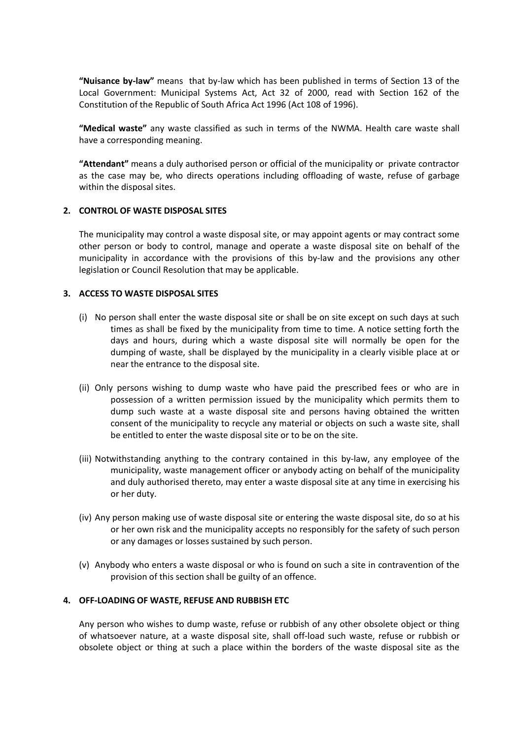**"Nuisance by-law"** means that by-law which has been published in terms of Section 13 of the Local Government: Municipal Systems Act, Act 32 of 2000, read with Section 162 of the Constitution of the Republic of South Africa Act 1996 (Act 108 of 1996).

**"Medical waste"** any waste classified as such in terms of the NWMA. Health care waste shall have a corresponding meaning.

**"Attendant"** means a duly authorised person or official of the municipality or private contractor as the case may be, who directs operations including offloading of waste, refuse of garbage within the disposal sites.

## 2. CONTROL OF WASTE DISPOSAL SITES

The municipality may control a waste disposal site, or may appoint agents or may contract some other person or body to control, manage and operate a waste disposal site on behalf of the municipality in accordance with the provisions of this by-law and the provisions any other legislation or Council Resolution that may be applicable.

## 3. ACCESS TO WASTE DISPOSAL SITES

(i) No person shall enter the waste disposal site or shall be on site except on such days at such times as shall be fixed by the municipality from time to time. A notice setting forth the days and hours, during which a waste disposal site will normally be open for the dumping of waste, shall be displayed by the municipality in a clearly visible place at or near the entrance to the disposal site.

(ii) Only persons wishing to dump waste who have paid the prescribed fees or who are in possession of a written permission issued by the municipality which permits them to dump such waste at a waste disposal site and persons having obtained the written consent of the municipality to recycle any material or objects on such a waste site, shall be entitled to enter the waste disposal site or to be on the site.

(iii) Notwithstanding anything to the contrary contained in this by-law, any employee of the municipality, waste management officer or anybody acting on behalf of the municipality and duly authorised thereto, may enter a waste disposal site at any time in exercising his or her duty.

(iv) Any person making use of waste disposal site or entering the waste disposal site, do so at his or her own risk and the municipality accepts no responsibly for the safety of such person or any damages or losses sustained by such person.

(v) Anybody who enters a waste disposal or who is found on such a site in contravention of the provision of this section shall be guilty of an offence.

## 4. OFF-LOADING OF WASTE, REFUSE AND RUBBISH ETC

Any person who wishes to dump waste, refuse or rubbish of any other obsolete object or thing of whatsoever nature, at a waste disposal site, shall off-load such waste, refuse or rubbish or obsolete object or thing at such a place within the borders of the waste disposal site as the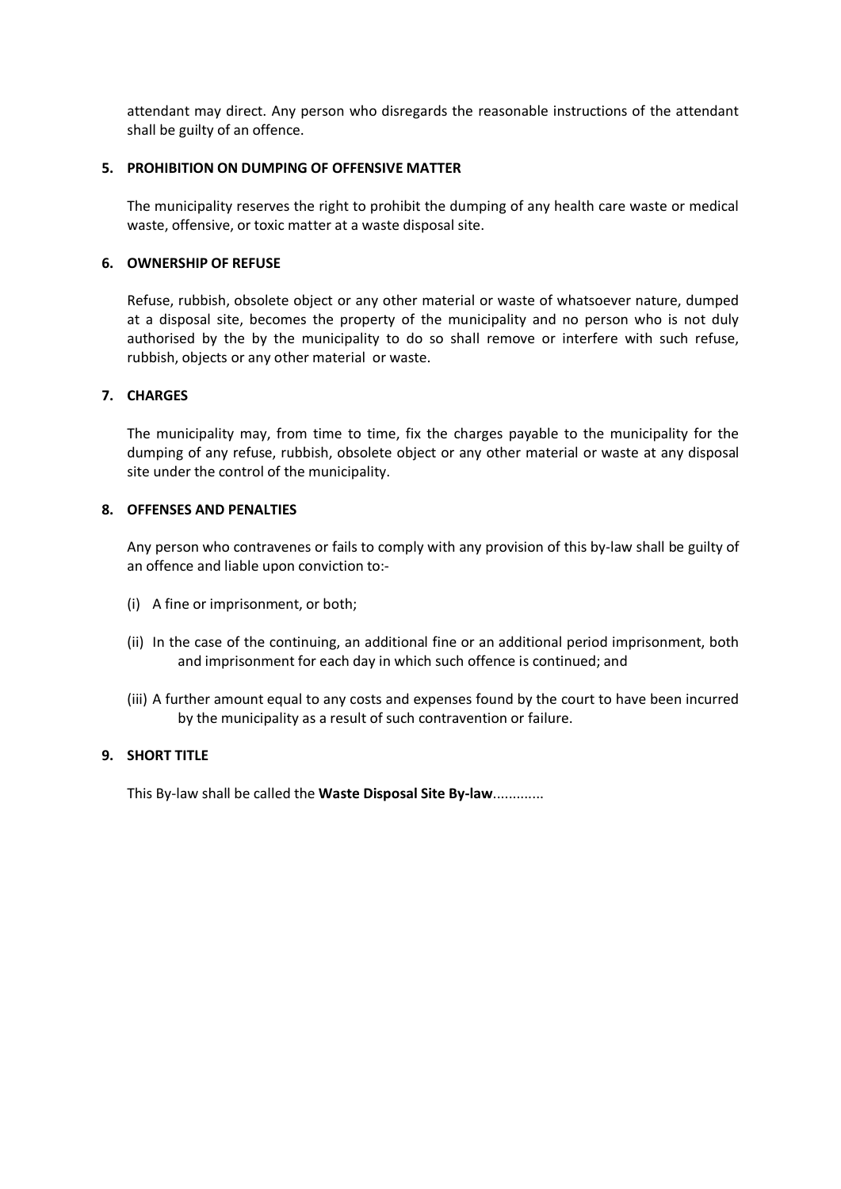attendant may direct. Any person who disregards the reasonable instructions of the attendant shall be guilty of an offence.

**5. PROHIBITION ON DUMPING OF OFFENSIVE MATTER**

The municipality reserves the right to prohibit the dumping of any health care waste or medical waste, offensive, or toxic matter at a waste disposal site.

**6. OWNERSHIP OF REFUSE**

Refuse, rubbish, obsolete object or any other material or waste of whatsoever nature, dumped at a disposal site, becomes the property of the municipality and no person who is not duly authorised by the by the municipality to do so shall remove or interfere with such refuse, rubbish, objects or any other material or waste.

**7. CHARGES**

The municipality may, from time to time, fix the charges payable to the municipality for the dumping of any refuse, rubbish, obsolete object or any other material or waste at any disposal site under the control of the municipality.

**8. OFFENSES AND PENALTIES**

Any person who contravenes or fails to comply with any provision of this by-law shall be guilty of an offence and liable upon conviction to:-

(i) A fine or imprisonment, or both;

(ii) In the case of the continuing, an additional fine or an additional period imprisonment, both and imprisonment for each day in which such offence is continued; and

(iii) A further amount equal to any costs and expenses found by the court to have been incurred by the municipality as a result of such contravention or failure.

**9. SHORT TITLE**

This By-law shall be called the **Waste Disposal Site By-law**............